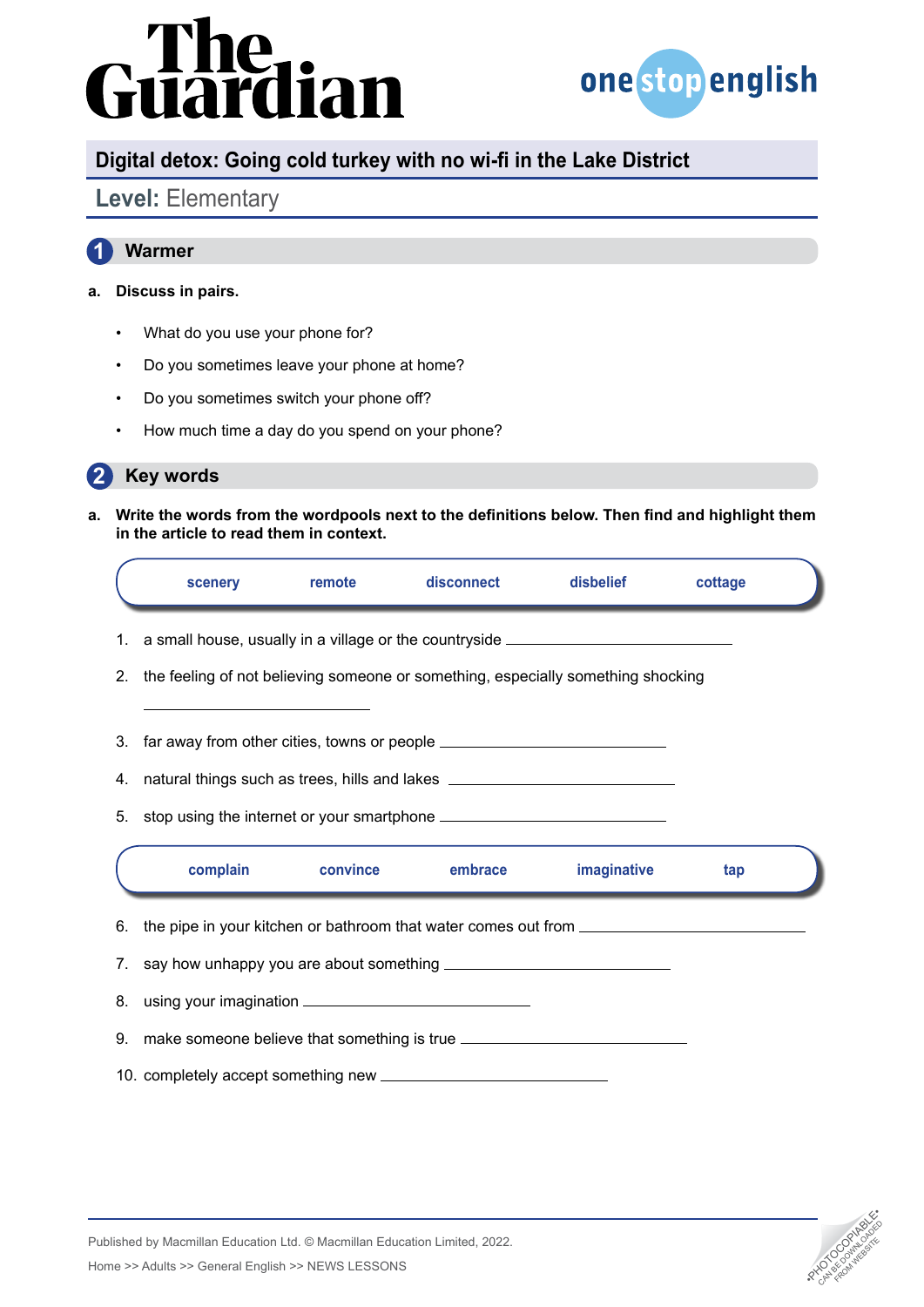# Digital detox: Going cold turkey with no wi-fi in the Lake District

**Level:** Elementary

## 1 Warmer

**a. Discuss in pairs.**

- What do you use your phone for?
- Do you sometimes leave your phone at home?
- Do you sometimes switch your phone off?
- How much time a day do you spend on your phone?

## 2 Key words

**a. Write the words from the wordpools next to the definitions below. Then find and highlight them in the article to read them in context.**

| scenery | remote | disconnect | disbelief | cottage |
|---|---|---|---|---|

1. a small house, usually in a village or the countryside ____________________
2. the feeling of not believing someone or something, especially something shocking ____________________
3. far away from other cities, towns or people ____________________
4. natural things such as trees, hills and lakes ____________________
5. stop using the internet or your smartphone ____________________

| complain | convince | embrace | imaginative | tap |
|---|---|---|---|---|

6. the pipe in your kitchen or bathroom that water comes out from ____________________
7. say how unhappy you are about something ____________________
8. using your imagination ____________________
9. make someone believe that something is true ____________________
10. completely accept something new ____________________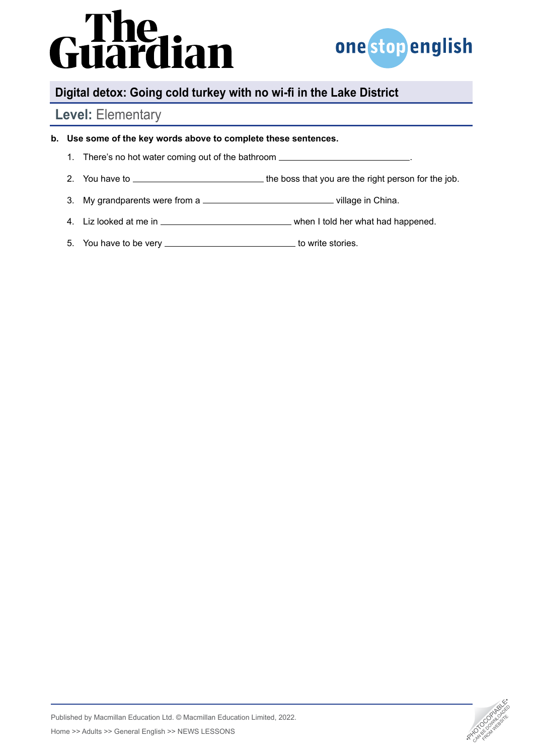## Digital detox: Going cold turkey with no wi-fi in the Lake District

**Level:** Elementary

**b. Use some of the key words above to complete these sentences.**

1. There's no hot water coming out of the bathroom \_\_\_\_\_\_\_\_\_\_\_\_\_\_\_\_\_\_\_\_\_\_\_\_\_\_.
2. You have to \_\_\_\_\_\_\_\_\_\_\_\_\_\_\_\_\_\_\_\_\_\_\_\_\_\_ the boss that you are the right person for the job.
3. My grandparents were from a \_\_\_\_\_\_\_\_\_\_\_\_\_\_\_\_\_\_\_\_\_\_\_\_\_\_ village in China.
4. Liz looked at me in \_\_\_\_\_\_\_\_\_\_\_\_\_\_\_\_\_\_\_\_\_\_\_\_\_\_ when I told her what had happened.
5. You have to be very \_\_\_\_\_\_\_\_\_\_\_\_\_\_\_\_\_\_\_\_\_\_\_\_\_\_ to write stories.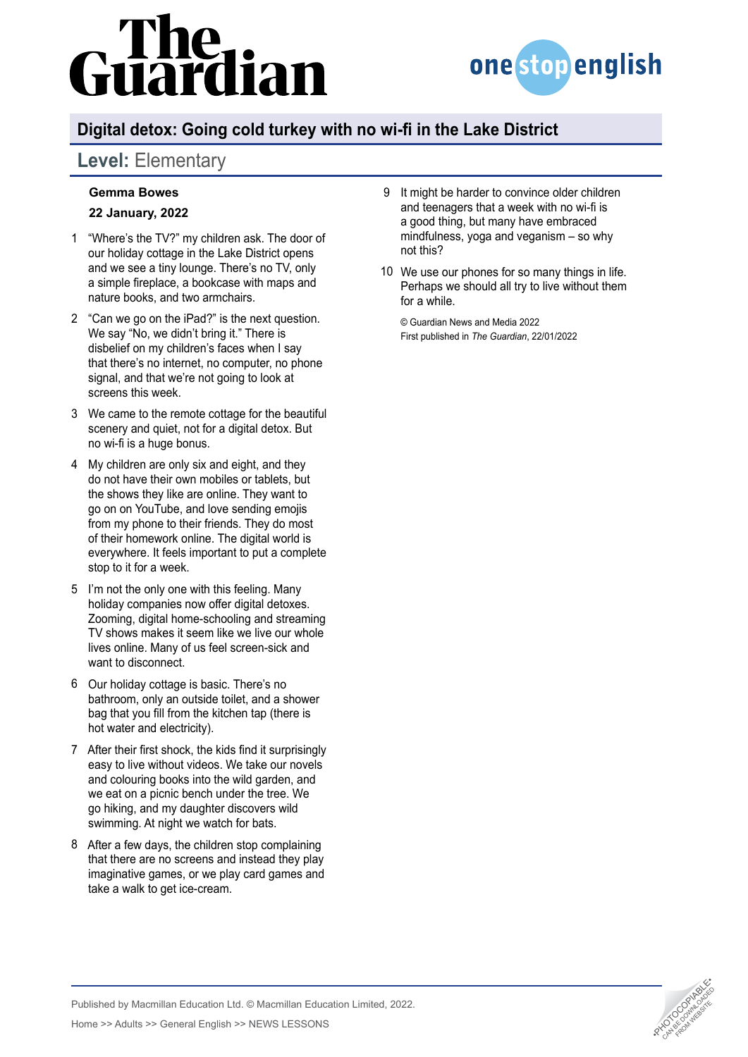## Digital detox: Going cold turkey with no wi-fi in the Lake District

## **Level:** Elementary

**Gemma Bowes**

**22 January, 2022**

1. "Where's the TV?" my children ask. The door of our holiday cottage in the Lake District opens and we see a tiny lounge. There's no TV, only a simple fireplace, a bookcase with maps and nature books, and two armchairs.

2. "Can we go on the iPad?" is the next question. We say "No, we didn't bring it." There is disbelief on my children's faces when I say that there's no internet, no computer, no phone signal, and that we're not going to look at screens this week.

3. We came to the remote cottage for the beautiful scenery and quiet, not for a digital detox. But no wi-fi is a huge bonus.

4. My children are only six and eight, and they do not have their own mobiles or tablets, but the shows they like are online. They want to go on on YouTube, and love sending emojis from my phone to their friends. They do most of their homework online. The digital world is everywhere. It feels important to put a complete stop to it for a week.

5. I'm not the only one with this feeling. Many holiday companies now offer digital detoxes. Zooming, digital home-schooling and streaming TV shows makes it seem like we live our whole lives online. Many of us feel screen-sick and want to disconnect.

6. Our holiday cottage is basic. There's no bathroom, only an outside toilet, and a shower bag that you fill from the kitchen tap (there is hot water and electricity).

7. After their first shock, the kids find it surprisingly easy to live without videos. We take our novels and colouring books into the wild garden, and we eat on a picnic bench under the tree. We go hiking, and my daughter discovers wild swimming. At night we watch for bats.

8. After a few days, the children stop complaining that there are no screens and instead they play imaginative games, or we play card games and take a walk to get ice-cream.

9. It might be harder to convince older children and teenagers that a week with no wi-fi is a good thing, but many have embraced mindfulness, yoga and veganism – so why not this?

10. We use our phones for so many things in life. Perhaps we should all try to live without them for a while.

© Guardian News and Media 2022
First published in *The Guardian*, 22/01/2022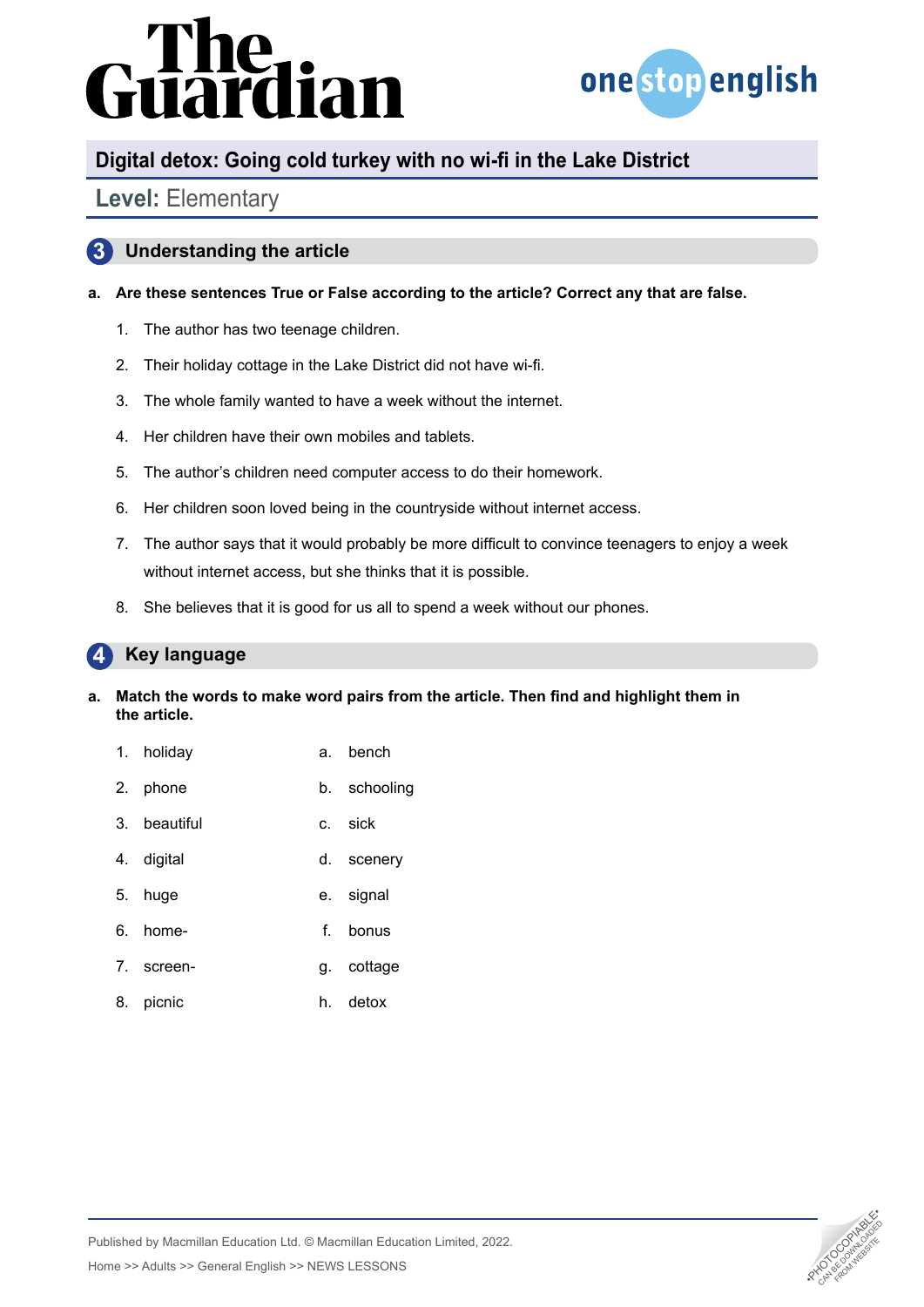## Digital detox: Going cold turkey with no wi-fi in the Lake District

**Level:** Elementary

### 3 Understanding the article

**a. Are these sentences True or False according to the article? Correct any that are false.**

1. The author has two teenage children.
2. Their holiday cottage in the Lake District did not have wi-fi.
3. The whole family wanted to have a week without the internet.
4. Her children have their own mobiles and tablets.
5. The author's children need computer access to do their homework.
6. Her children soon loved being in the countryside without internet access.
7. The author says that it would probably be more difficult to convince teenagers to enjoy a week without internet access, but she thinks that it is possible.
8. She believes that it is good for us all to spend a week without our phones.

### 4 Key language

**a. Match the words to make word pairs from the article. Then find and highlight them in the article.**

| | | | |
|---|---|---|---|
| 1. | holiday | a. | bench |
| 2. | phone | b. | schooling |
| 3. | beautiful | c. | sick |
| 4. | digital | d. | scenery |
| 5. | huge | e. | signal |
| 6. | home- | f. | bonus |
| 7. | screen- | g. | cottage |
| 8. | picnic | h. | detox |

Published by Macmillan Education Ltd. © Macmillan Education Limited, 2022.

Home >> Adults >> General English >> NEWS LESSONS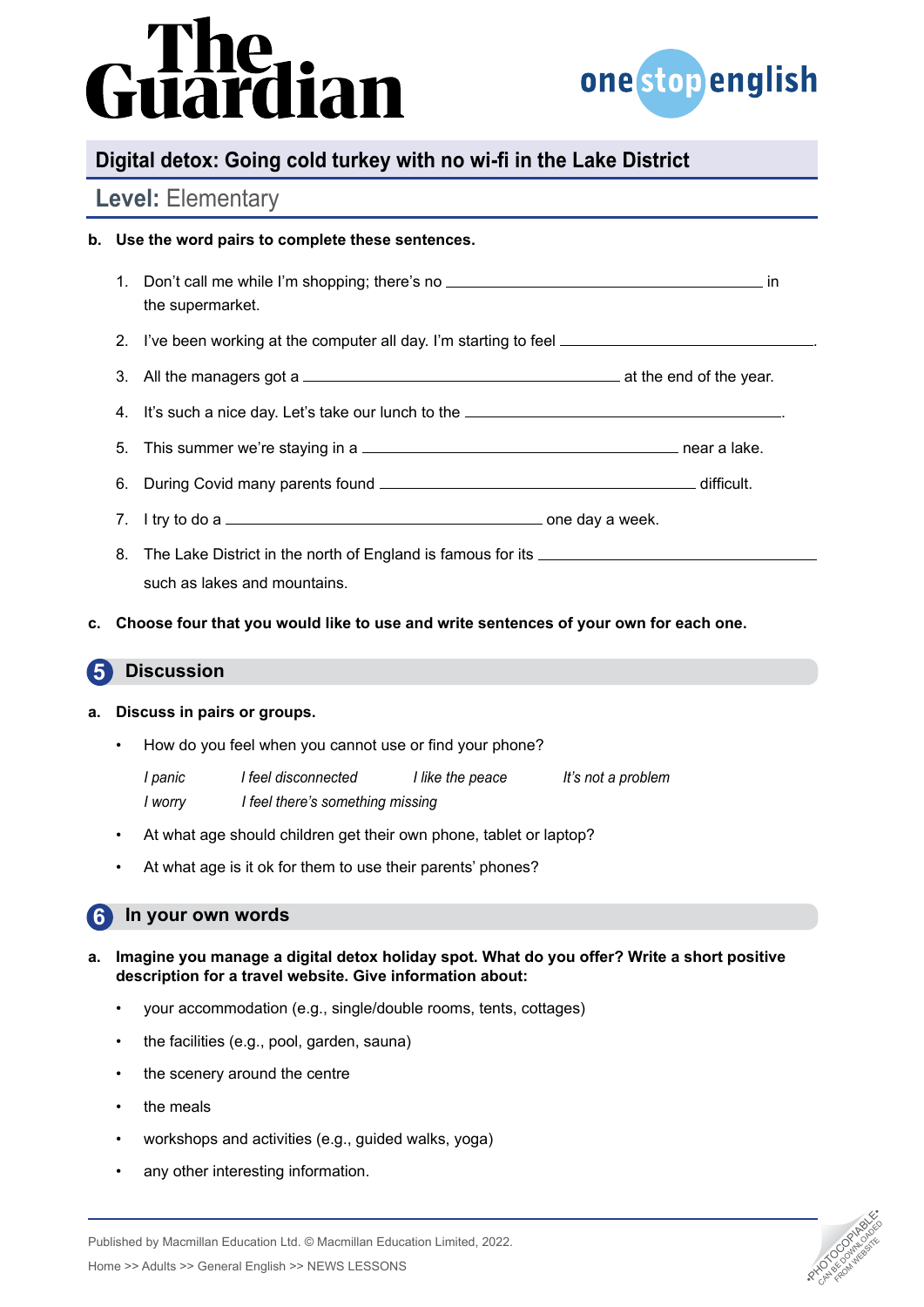# Digital detox: Going cold turkey with no wi-fi in the Lake District

## Level: Elementary

**b. Use the word pairs to complete these sentences.**

1. Don't call me while I'm shopping; there's no ______________________________ in the supermarket.
2. I've been working at the computer all day. I'm starting to feel ______________________________.
3. All the managers got a ______________________________ at the end of the year.
4. It's such a nice day. Let's take our lunch to the ______________________________.
5. This summer we're staying in a ______________________________ near a lake.
6. During Covid many parents found ______________________________ difficult.
7. I try to do a ______________________________ one day a week.
8. The Lake District in the north of England is famous for its ______________________________ such as lakes and mountains.

**c. Choose four that you would like to use and write sentences of your own for each one.**

## 5 Discussion

**a. Discuss in pairs or groups.**

- How do you feel when you cannot use or find your phone?

  *I panic* *I feel disconnected* *I like the peace* *It's not a problem*
  *I worry* *I feel there's something missing*

- At what age should children get their own phone, tablet or laptop?
- At what age is it ok for them to use their parents' phones?

## 6 In your own words

**a. Imagine you manage a digital detox holiday spot. What do you offer? Write a short positive description for a travel website. Give information about:**

- your accommodation (e.g., single/double rooms, tents, cottages)
- the facilities (e.g., pool, garden, sauna)
- the scenery around the centre
- the meals
- workshops and activities (e.g., guided walks, yoga)
- any other interesting information.